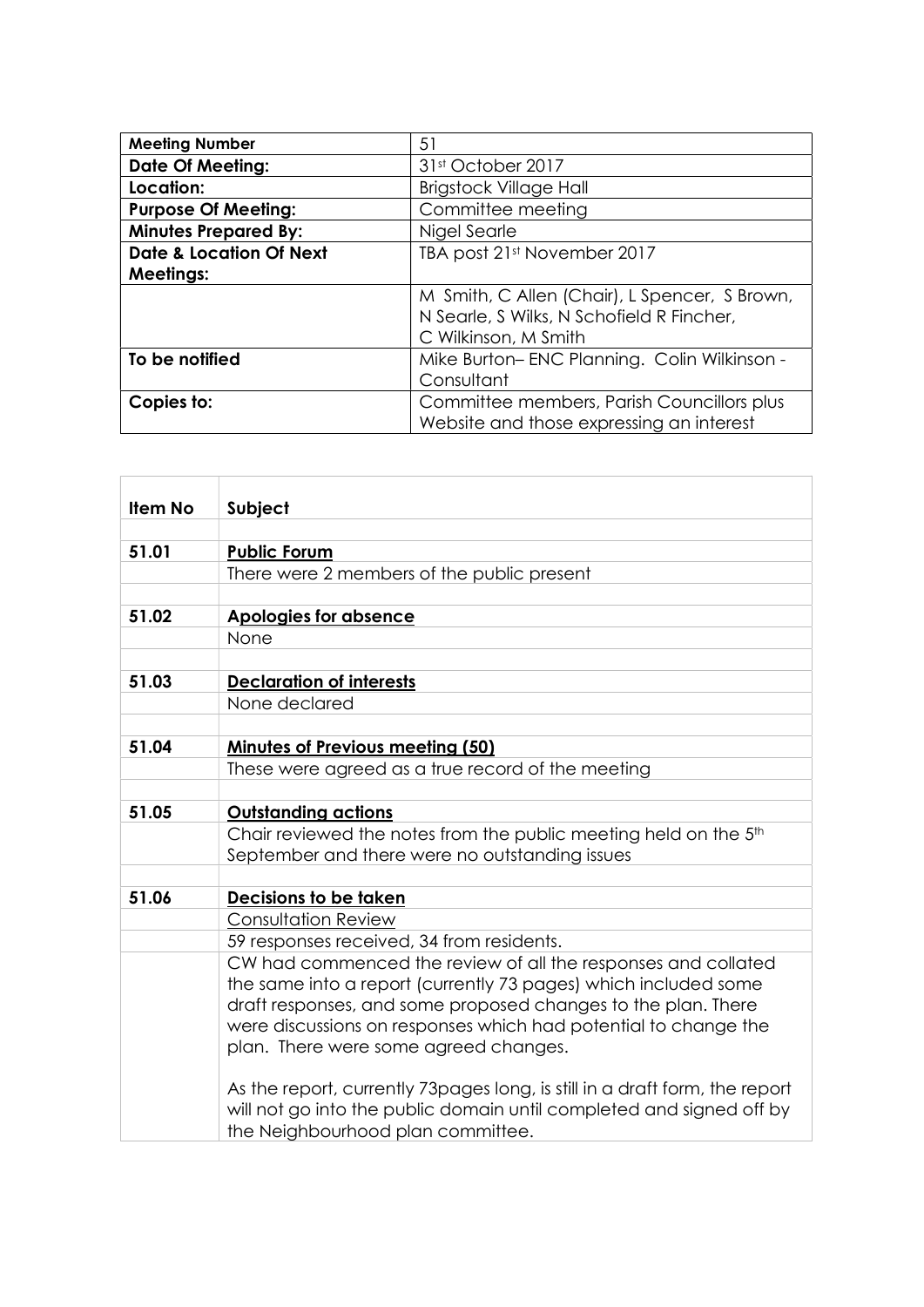| Meeting Number | 51 |
| --- | --- |
| **Date Of Meeting:** | 31st October 2017 |
| **Location:** | Brigstock Village Hall |
| **Purpose Of Meeting:** | Committee meeting |
| **Minutes Prepared By:** | Nigel Searle |
| **Date & Location Of Next Meetings:** | TBA post 21st November 2017 |
| | M Smith, C Allen (Chair), L Spencer, S Brown, N Searle, S Wilks, N Schofield R Fincher, C Wilkinson, M Smith |
| **To be notified** | Mike Burton– ENC Planning. Colin Wilkinson - Consultant |
| **Copies to:** | Committee members, Parish Councillors plus Website and those expressing an interest |

| Item No | Subject |
| --- | --- |
| | |
| 51.01 | **Public Forum** |
| | There were 2 members of the public present |
| | |
| 51.02 | **Apologies for absence** |
| | None |
| | |
| 51.03 | **Declaration of interests** |
| | None declared |
| | |
| 51.04 | **Minutes of Previous meeting (50)** |
| | These were agreed as a true record of the meeting |
| | |
| 51.05 | **Outstanding actions** |
| | Chair reviewed the notes from the public meeting held on the 5th September and there were no outstanding issues |
| | |
| 51.06 | **Decisions to be taken** |
| | Consultation Review |
| | 59 responses received, 34 from residents. |
| | CW had commenced the review of all the responses and collated the same into a report (currently 73 pages) which included some draft responses, and some proposed changes to the plan. There were discussions on responses which had potential to change the plan. There were some agreed changes.<br><br>As the report, currently 73pages long, is still in a draft form, the report will not go into the public domain until completed and signed off by the Neighbourhood plan committee. |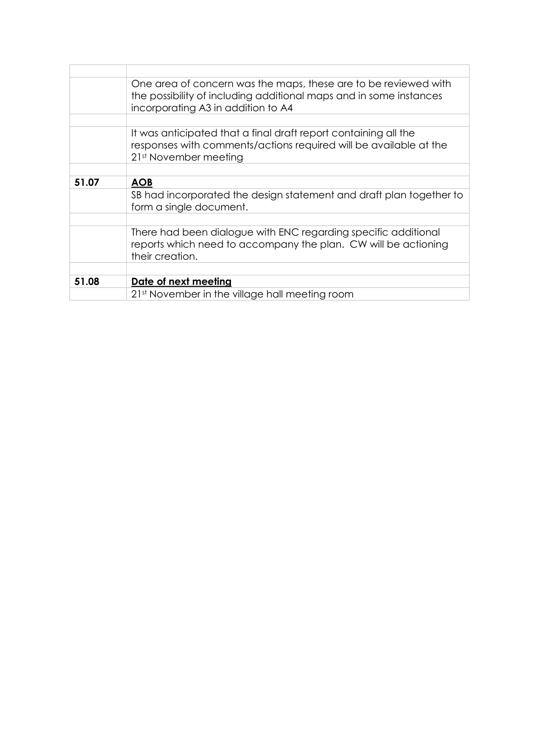| | |
|---|---|
| | |
| | One area of concern was the maps, these are to be reviewed with the possibility of including additional maps and in some instances incorporating A3 in addition to A4 |
| | |
| | It was anticipated that a final draft report containing all the responses with comments/actions required will be available at the 21st November meeting |
| | |
| **51.07** | **AOB** |
| | SB had incorporated the design statement and draft plan together to form a single document. |
| | |
| | There had been dialogue with ENC regarding specific additional reports which need to accompany the plan. CW will be actioning their creation. |
| | |
| **51.08** | **Date of next meeting** |
| | 21st November in the village hall meeting room |